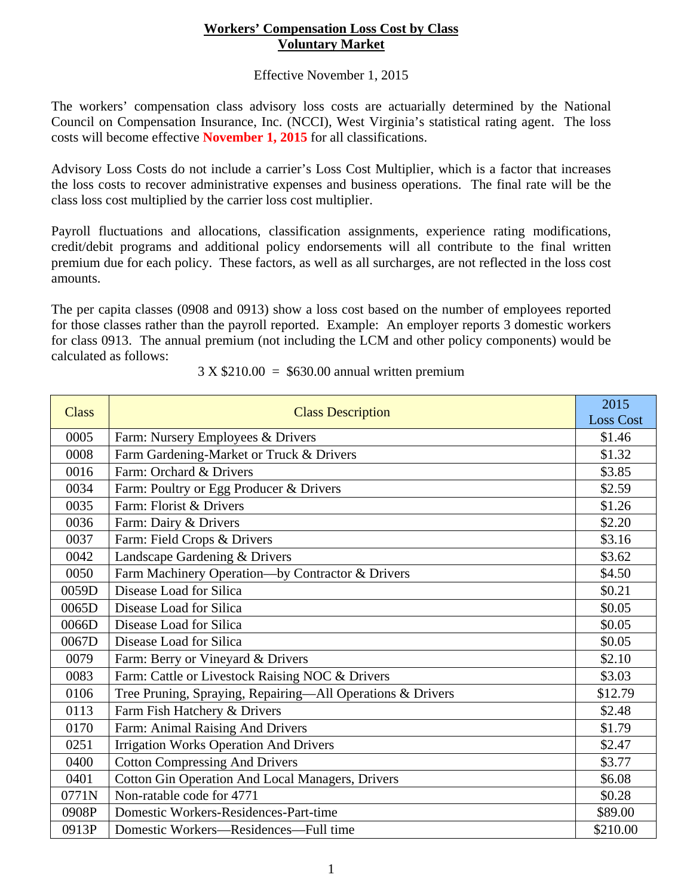# Workers' Compensation Loss Cost by Class
## Voluntary Market

Effective November 1, 2015

The workers' compensation class advisory loss costs are actuarially determined by the National Council on Compensation Insurance, Inc. (NCCI), West Virginia's statistical rating agent. The loss costs will become effective **November 1, 2015** for all classifications.

Advisory Loss Costs do not include a carrier's Loss Cost Multiplier, which is a factor that increases the loss costs to recover administrative expenses and business operations. The final rate will be the class loss cost multiplied by the carrier loss cost multiplier.

Payroll fluctuations and allocations, classification assignments, experience rating modifications, credit/debit programs and additional policy endorsements will all contribute to the final written premium due for each policy. These factors, as well as all surcharges, are not reflected in the loss cost amounts.

The per capita classes (0908 and 0913) show a loss cost based on the number of employees reported for those classes rather than the payroll reported. Example: An employer reports 3 domestic workers for class 0913. The annual premium (not including the LCM and other policy components) would be calculated as follows:

3 X $210.00 = $630.00 annual written premium

| Class | Class Description | 2015 Loss Cost |
|---|---|---|
| 0005 | Farm: Nursery Employees & Drivers | $1.46 |
| 0008 | Farm Gardening-Market or Truck & Drivers | $1.32 |
| 0016 | Farm: Orchard & Drivers | $3.85 |
| 0034 | Farm: Poultry or Egg Producer & Drivers | $2.59 |
| 0035 | Farm: Florist & Drivers | $1.26 |
| 0036 | Farm: Dairy & Drivers | $2.20 |
| 0037 | Farm: Field Crops & Drivers | $3.16 |
| 0042 | Landscape Gardening & Drivers | $3.62 |
| 0050 | Farm Machinery Operation—by Contractor & Drivers | $4.50 |
| 0059D | Disease Load for Silica | $0.21 |
| 0065D | Disease Load for Silica | $0.05 |
| 0066D | Disease Load for Silica | $0.05 |
| 0067D | Disease Load for Silica | $0.05 |
| 0079 | Farm: Berry or Vineyard & Drivers | $2.10 |
| 0083 | Farm: Cattle or Livestock Raising NOC & Drivers | $3.03 |
| 0106 | Tree Pruning, Spraying, Repairing—All Operations & Drivers | $12.79 |
| 0113 | Farm Fish Hatchery & Drivers | $2.48 |
| 0170 | Farm: Animal Raising And Drivers | $1.79 |
| 0251 | Irrigation Works Operation And Drivers | $2.47 |
| 0400 | Cotton Compressing And Drivers | $3.77 |
| 0401 | Cotton Gin Operation And Local Managers, Drivers | $6.08 |
| 0771N | Non-ratable code for 4771 | $0.28 |
| 0908P | Domestic Workers-Residences-Part-time | $89.00 |
| 0913P | Domestic Workers—Residences—Full time | $210.00 |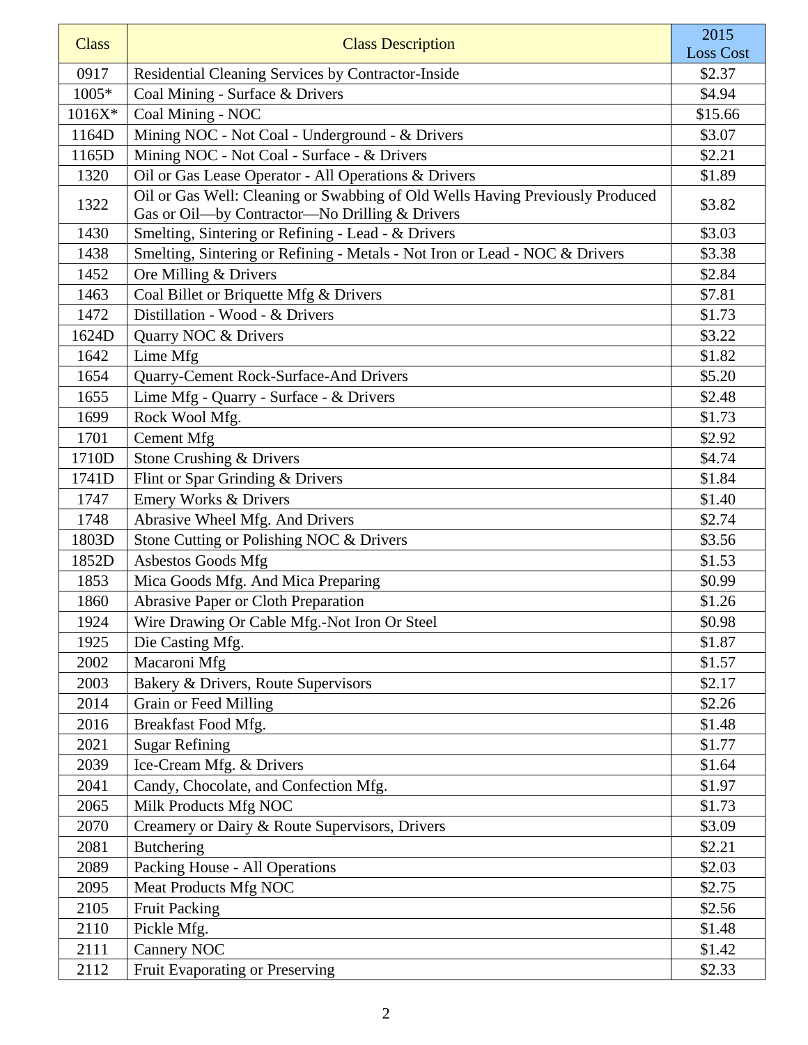| Class | Class Description | 2015 Loss Cost |
|---|---|---|
| 0917 | Residential Cleaning Services by Contractor-Inside | $2.37 |
| 1005* | Coal Mining - Surface & Drivers | $4.94 |
| 1016X* | Coal Mining - NOC | $15.66 |
| 1164D | Mining NOC - Not Coal - Underground - & Drivers | $3.07 |
| 1165D | Mining NOC - Not Coal - Surface - & Drivers | $2.21 |
| 1320 | Oil or Gas Lease Operator - All Operations & Drivers | $1.89 |
| 1322 | Oil or Gas Well: Cleaning or Swabbing of Old Wells Having Previously Produced Gas or Oil—by Contractor—No Drilling & Drivers | $3.82 |
| 1430 | Smelting, Sintering or Refining - Lead - & Drivers | $3.03 |
| 1438 | Smelting, Sintering or Refining - Metals - Not Iron or Lead - NOC & Drivers | $3.38 |
| 1452 | Ore Milling & Drivers | $2.84 |
| 1463 | Coal Billet or Briquette Mfg & Drivers | $7.81 |
| 1472 | Distillation - Wood - & Drivers | $1.73 |
| 1624D | Quarry NOC & Drivers | $3.22 |
| 1642 | Lime Mfg | $1.82 |
| 1654 | Quarry-Cement Rock-Surface-And Drivers | $5.20 |
| 1655 | Lime Mfg - Quarry - Surface - & Drivers | $2.48 |
| 1699 | Rock Wool Mfg. | $1.73 |
| 1701 | Cement Mfg | $2.92 |
| 1710D | Stone Crushing & Drivers | $4.74 |
| 1741D | Flint or Spar Grinding & Drivers | $1.84 |
| 1747 | Emery Works & Drivers | $1.40 |
| 1748 | Abrasive Wheel Mfg. And Drivers | $2.74 |
| 1803D | Stone Cutting or Polishing NOC & Drivers | $3.56 |
| 1852D | Asbestos Goods Mfg | $1.53 |
| 1853 | Mica Goods Mfg. And Mica Preparing | $0.99 |
| 1860 | Abrasive Paper or Cloth Preparation | $1.26 |
| 1924 | Wire Drawing Or Cable Mfg.-Not Iron Or Steel | $0.98 |
| 1925 | Die Casting Mfg. | $1.87 |
| 2002 | Macaroni Mfg | $1.57 |
| 2003 | Bakery & Drivers, Route Supervisors | $2.17 |
| 2014 | Grain or Feed Milling | $2.26 |
| 2016 | Breakfast Food Mfg. | $1.48 |
| 2021 | Sugar Refining | $1.77 |
| 2039 | Ice-Cream Mfg. & Drivers | $1.64 |
| 2041 | Candy, Chocolate, and Confection Mfg. | $1.97 |
| 2065 | Milk Products Mfg NOC | $1.73 |
| 2070 | Creamery or Dairy & Route Supervisors, Drivers | $3.09 |
| 2081 | Butchering | $2.21 |
| 2089 | Packing House - All Operations | $2.03 |
| 2095 | Meat Products Mfg NOC | $2.75 |
| 2105 | Fruit Packing | $2.56 |
| 2110 | Pickle Mfg. | $1.48 |
| 2111 | Cannery NOC | $1.42 |
| 2112 | Fruit Evaporating or Preserving | $2.33 |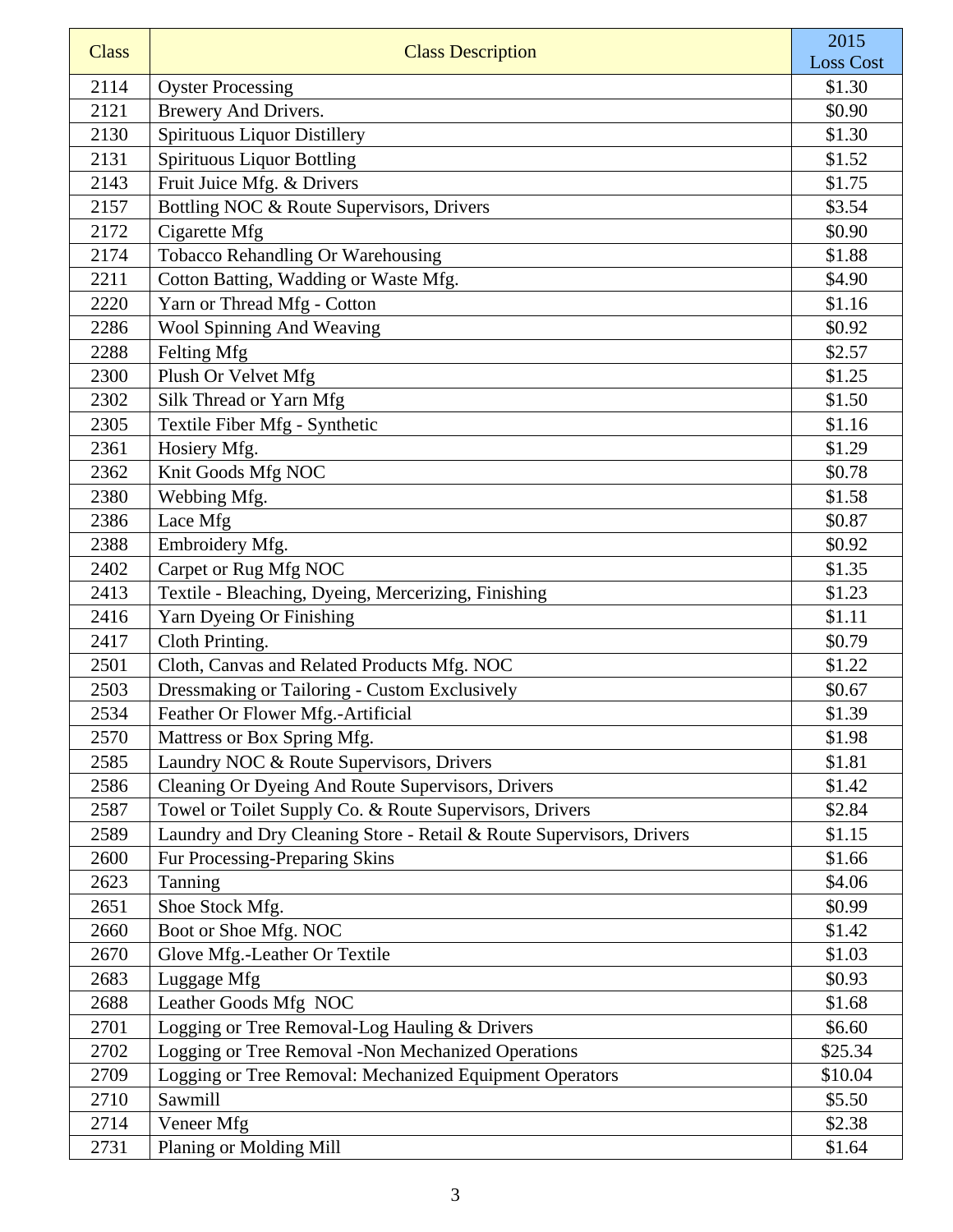| Class | Class Description | 2015 Loss Cost |
|---|---|---|
| 2114 | Oyster Processing | $1.30 |
| 2121 | Brewery And Drivers. | $0.90 |
| 2130 | Spirituous Liquor Distillery | $1.30 |
| 2131 | Spirituous Liquor Bottling | $1.52 |
| 2143 | Fruit Juice Mfg. & Drivers | $1.75 |
| 2157 | Bottling NOC & Route Supervisors, Drivers | $3.54 |
| 2172 | Cigarette Mfg | $0.90 |
| 2174 | Tobacco Rehandling Or Warehousing | $1.88 |
| 2211 | Cotton Batting, Wadding or Waste Mfg. | $4.90 |
| 2220 | Yarn or Thread Mfg - Cotton | $1.16 |
| 2286 | Wool Spinning And Weaving | $0.92 |
| 2288 | Felting Mfg | $2.57 |
| 2300 | Plush Or Velvet Mfg | $1.25 |
| 2302 | Silk Thread or Yarn Mfg | $1.50 |
| 2305 | Textile Fiber Mfg - Synthetic | $1.16 |
| 2361 | Hosiery Mfg. | $1.29 |
| 2362 | Knit Goods Mfg NOC | $0.78 |
| 2380 | Webbing Mfg. | $1.58 |
| 2386 | Lace Mfg | $0.87 |
| 2388 | Embroidery Mfg. | $0.92 |
| 2402 | Carpet or Rug Mfg NOC | $1.35 |
| 2413 | Textile - Bleaching, Dyeing, Mercerizing, Finishing | $1.23 |
| 2416 | Yarn Dyeing Or Finishing | $1.11 |
| 2417 | Cloth Printing. | $0.79 |
| 2501 | Cloth, Canvas and Related Products Mfg. NOC | $1.22 |
| 2503 | Dressmaking or Tailoring - Custom Exclusively | $0.67 |
| 2534 | Feather Or Flower Mfg.-Artificial | $1.39 |
| 2570 | Mattress or Box Spring Mfg. | $1.98 |
| 2585 | Laundry NOC & Route Supervisors, Drivers | $1.81 |
| 2586 | Cleaning Or Dyeing And Route Supervisors, Drivers | $1.42 |
| 2587 | Towel or Toilet Supply Co. & Route Supervisors, Drivers | $2.84 |
| 2589 | Laundry and Dry Cleaning Store - Retail & Route Supervisors, Drivers | $1.15 |
| 2600 | Fur Processing-Preparing Skins | $1.66 |
| 2623 | Tanning | $4.06 |
| 2651 | Shoe Stock Mfg. | $0.99 |
| 2660 | Boot or Shoe Mfg. NOC | $1.42 |
| 2670 | Glove Mfg.-Leather Or Textile | $1.03 |
| 2683 | Luggage Mfg | $0.93 |
| 2688 | Leather Goods Mfg NOC | $1.68 |
| 2701 | Logging or Tree Removal-Log Hauling & Drivers | $6.60 |
| 2702 | Logging or Tree Removal -Non Mechanized Operations | $25.34 |
| 2709 | Logging or Tree Removal: Mechanized Equipment Operators | $10.04 |
| 2710 | Sawmill | $5.50 |
| 2714 | Veneer Mfg | $2.38 |
| 2731 | Planing or Molding Mill | $1.64 |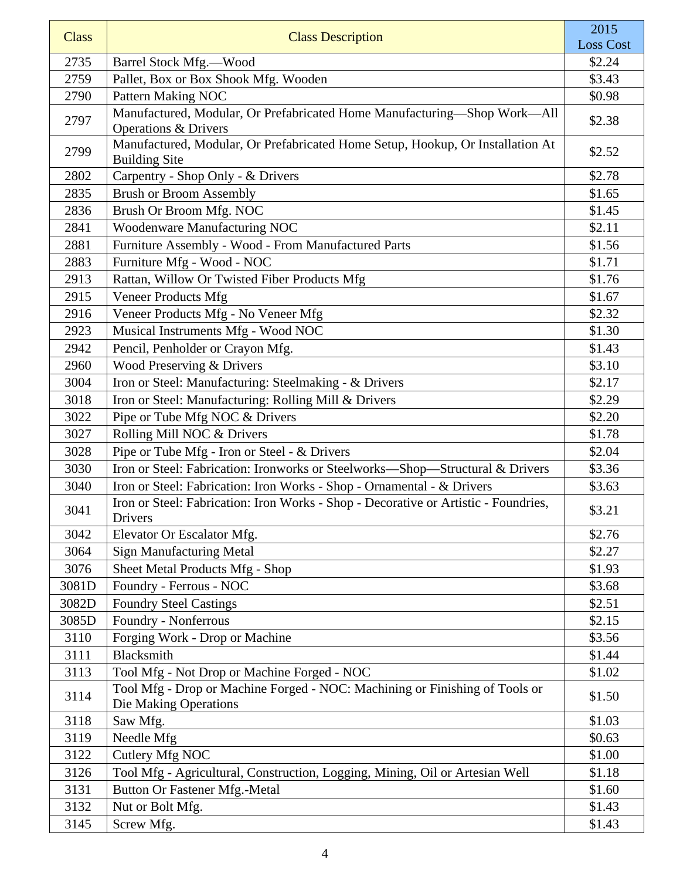| Class | Class Description | 2015 Loss Cost |
|---|---|---|
| 2735 | Barrel Stock Mfg.—Wood | $2.24 |
| 2759 | Pallet, Box or Box Shook Mfg. Wooden | $3.43 |
| 2790 | Pattern Making NOC | $0.98 |
| 2797 | Manufactured, Modular, Or Prefabricated Home Manufacturing—Shop Work—All Operations & Drivers | $2.38 |
| 2799 | Manufactured, Modular, Or Prefabricated Home Setup, Hookup, Or Installation At Building Site | $2.52 |
| 2802 | Carpentry - Shop Only - & Drivers | $2.78 |
| 2835 | Brush or Broom Assembly | $1.65 |
| 2836 | Brush Or Broom Mfg. NOC | $1.45 |
| 2841 | Woodenware Manufacturing NOC | $2.11 |
| 2881 | Furniture Assembly - Wood - From Manufactured Parts | $1.56 |
| 2883 | Furniture Mfg - Wood - NOC | $1.71 |
| 2913 | Rattan, Willow Or Twisted Fiber Products Mfg | $1.76 |
| 2915 | Veneer Products Mfg | $1.67 |
| 2916 | Veneer Products Mfg - No Veneer Mfg | $2.32 |
| 2923 | Musical Instruments Mfg - Wood NOC | $1.30 |
| 2942 | Pencil, Penholder or Crayon Mfg. | $1.43 |
| 2960 | Wood Preserving & Drivers | $3.10 |
| 3004 | Iron or Steel: Manufacturing: Steelmaking - & Drivers | $2.17 |
| 3018 | Iron or Steel: Manufacturing: Rolling Mill & Drivers | $2.29 |
| 3022 | Pipe or Tube Mfg NOC & Drivers | $2.20 |
| 3027 | Rolling Mill NOC & Drivers | $1.78 |
| 3028 | Pipe or Tube Mfg - Iron or Steel - & Drivers | $2.04 |
| 3030 | Iron or Steel: Fabrication: Ironworks or Steelworks—Shop—Structural & Drivers | $3.36 |
| 3040 | Iron or Steel: Fabrication: Iron Works - Shop - Ornamental - & Drivers | $3.63 |
| 3041 | Iron or Steel: Fabrication: Iron Works - Shop - Decorative or Artistic - Foundries, Drivers | $3.21 |
| 3042 | Elevator Or Escalator Mfg. | $2.76 |
| 3064 | Sign Manufacturing Metal | $2.27 |
| 3076 | Sheet Metal Products Mfg - Shop | $1.93 |
| 3081D | Foundry - Ferrous - NOC | $3.68 |
| 3082D | Foundry Steel Castings | $2.51 |
| 3085D | Foundry - Nonferrous | $2.15 |
| 3110 | Forging Work - Drop or Machine | $3.56 |
| 3111 | Blacksmith | $1.44 |
| 3113 | Tool Mfg - Not Drop or Machine Forged - NOC | $1.02 |
| 3114 | Tool Mfg - Drop or Machine Forged - NOC: Machining or Finishing of Tools or Die Making Operations | $1.50 |
| 3118 | Saw Mfg. | $1.03 |
| 3119 | Needle Mfg | $0.63 |
| 3122 | Cutlery Mfg NOC | $1.00 |
| 3126 | Tool Mfg - Agricultural, Construction, Logging, Mining, Oil or Artesian Well | $1.18 |
| 3131 | Button Or Fastener Mfg.-Metal | $1.60 |
| 3132 | Nut or Bolt Mfg. | $1.43 |
| 3145 | Screw Mfg. | $1.43 |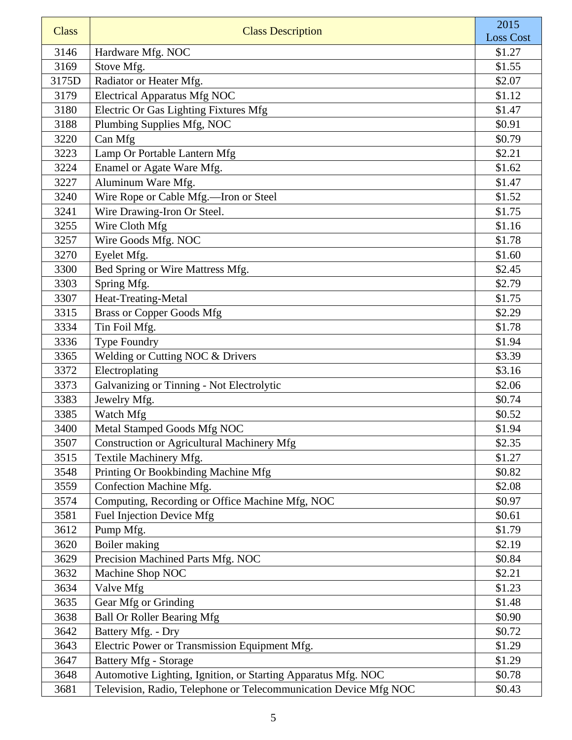| Class | Class Description | 2015 Loss Cost |
|---|---|---|
| 3146 | Hardware Mfg. NOC | $1.27 |
| 3169 | Stove Mfg. | $1.55 |
| 3175D | Radiator or Heater Mfg. | $2.07 |
| 3179 | Electrical Apparatus Mfg NOC | $1.12 |
| 3180 | Electric Or Gas Lighting Fixtures Mfg | $1.47 |
| 3188 | Plumbing Supplies Mfg, NOC | $0.91 |
| 3220 | Can Mfg | $0.79 |
| 3223 | Lamp Or Portable Lantern Mfg | $2.21 |
| 3224 | Enamel or Agate Ware Mfg. | $1.62 |
| 3227 | Aluminum Ware Mfg. | $1.47 |
| 3240 | Wire Rope or Cable Mfg.—Iron or Steel | $1.52 |
| 3241 | Wire Drawing-Iron Or Steel. | $1.75 |
| 3255 | Wire Cloth Mfg | $1.16 |
| 3257 | Wire Goods Mfg. NOC | $1.78 |
| 3270 | Eyelet Mfg. | $1.60 |
| 3300 | Bed Spring or Wire Mattress Mfg. | $2.45 |
| 3303 | Spring Mfg. | $2.79 |
| 3307 | Heat-Treating-Metal | $1.75 |
| 3315 | Brass or Copper Goods Mfg | $2.29 |
| 3334 | Tin Foil Mfg. | $1.78 |
| 3336 | Type Foundry | $1.94 |
| 3365 | Welding or Cutting NOC & Drivers | $3.39 |
| 3372 | Electroplating | $3.16 |
| 3373 | Galvanizing or Tinning - Not Electrolytic | $2.06 |
| 3383 | Jewelry Mfg. | $0.74 |
| 3385 | Watch Mfg | $0.52 |
| 3400 | Metal Stamped Goods Mfg NOC | $1.94 |
| 3507 | Construction or Agricultural Machinery Mfg | $2.35 |
| 3515 | Textile Machinery Mfg. | $1.27 |
| 3548 | Printing Or Bookbinding Machine Mfg | $0.82 |
| 3559 | Confection Machine Mfg. | $2.08 |
| 3574 | Computing, Recording or Office Machine Mfg, NOC | $0.97 |
| 3581 | Fuel Injection Device Mfg | $0.61 |
| 3612 | Pump Mfg. | $1.79 |
| 3620 | Boiler making | $2.19 |
| 3629 | Precision Machined Parts Mfg. NOC | $0.84 |
| 3632 | Machine Shop NOC | $2.21 |
| 3634 | Valve Mfg | $1.23 |
| 3635 | Gear Mfg or Grinding | $1.48 |
| 3638 | Ball Or Roller Bearing Mfg | $0.90 |
| 3642 | Battery Mfg. - Dry | $0.72 |
| 3643 | Electric Power or Transmission Equipment Mfg. | $1.29 |
| 3647 | Battery Mfg - Storage | $1.29 |
| 3648 | Automotive Lighting, Ignition, or Starting Apparatus Mfg. NOC | $0.78 |
| 3681 | Television, Radio, Telephone or Telecommunication Device Mfg NOC | $0.43 |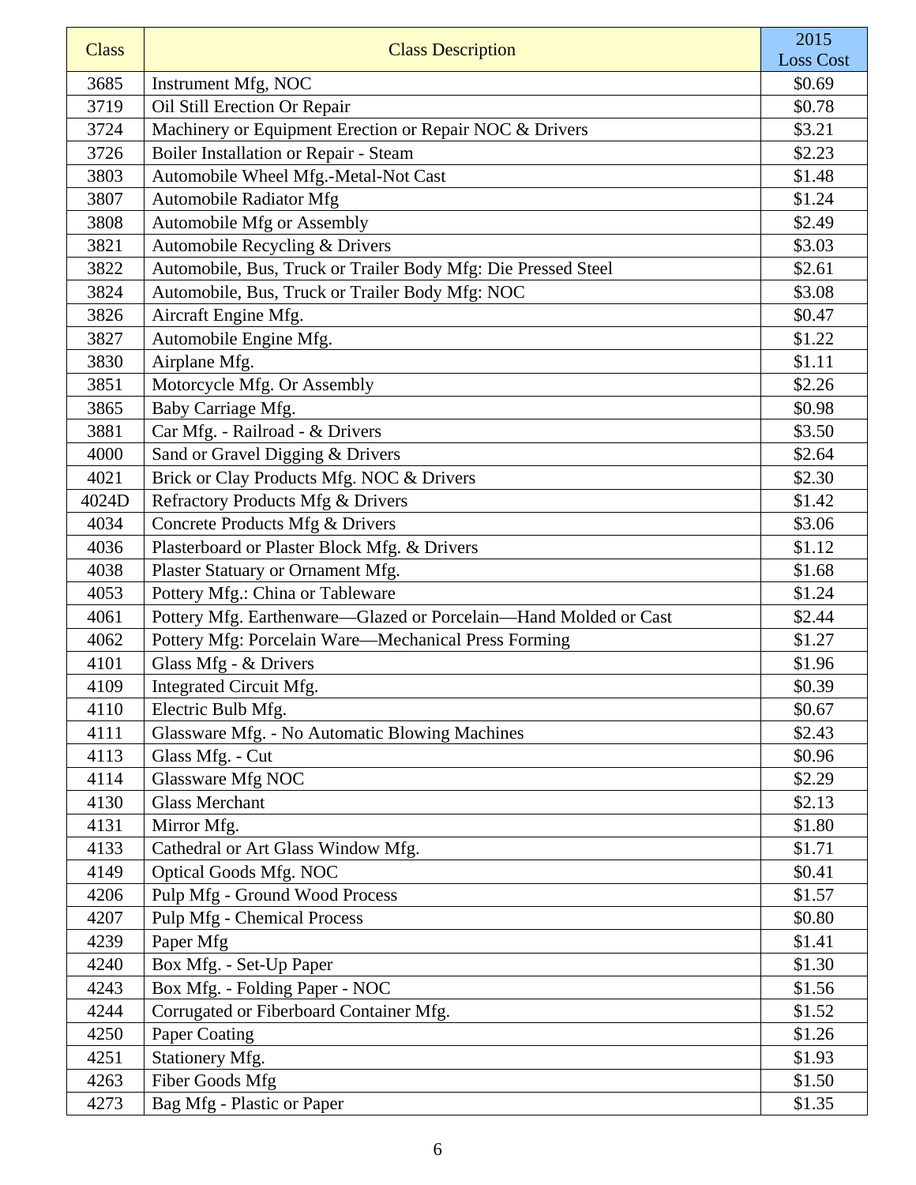| Class | Class Description | 2015 Loss Cost |
|---|---|---|
| 3685 | Instrument Mfg, NOC | $0.69 |
| 3719 | Oil Still Erection Or Repair | $0.78 |
| 3724 | Machinery or Equipment Erection or Repair NOC & Drivers | $3.21 |
| 3726 | Boiler Installation or Repair - Steam | $2.23 |
| 3803 | Automobile Wheel Mfg.-Metal-Not Cast | $1.48 |
| 3807 | Automobile Radiator Mfg | $1.24 |
| 3808 | Automobile Mfg or Assembly | $2.49 |
| 3821 | Automobile Recycling & Drivers | $3.03 |
| 3822 | Automobile, Bus, Truck or Trailer Body Mfg: Die Pressed Steel | $2.61 |
| 3824 | Automobile, Bus, Truck or Trailer Body Mfg: NOC | $3.08 |
| 3826 | Aircraft Engine Mfg. | $0.47 |
| 3827 | Automobile Engine Mfg. | $1.22 |
| 3830 | Airplane Mfg. | $1.11 |
| 3851 | Motorcycle Mfg. Or Assembly | $2.26 |
| 3865 | Baby Carriage Mfg. | $0.98 |
| 3881 | Car Mfg. - Railroad - & Drivers | $3.50 |
| 4000 | Sand or Gravel Digging & Drivers | $2.64 |
| 4021 | Brick or Clay Products Mfg. NOC & Drivers | $2.30 |
| 4024D | Refractory Products Mfg & Drivers | $1.42 |
| 4034 | Concrete Products Mfg & Drivers | $3.06 |
| 4036 | Plasterboard or Plaster Block Mfg. & Drivers | $1.12 |
| 4038 | Plaster Statuary or Ornament Mfg. | $1.68 |
| 4053 | Pottery Mfg.: China or Tableware | $1.24 |
| 4061 | Pottery Mfg. Earthenware—Glazed or Porcelain—Hand Molded or Cast | $2.44 |
| 4062 | Pottery Mfg: Porcelain Ware—Mechanical Press Forming | $1.27 |
| 4101 | Glass Mfg - & Drivers | $1.96 |
| 4109 | Integrated Circuit Mfg. | $0.39 |
| 4110 | Electric Bulb Mfg. | $0.67 |
| 4111 | Glassware Mfg. - No Automatic Blowing Machines | $2.43 |
| 4113 | Glass Mfg. - Cut | $0.96 |
| 4114 | Glassware Mfg NOC | $2.29 |
| 4130 | Glass Merchant | $2.13 |
| 4131 | Mirror Mfg. | $1.80 |
| 4133 | Cathedral or Art Glass Window Mfg. | $1.71 |
| 4149 | Optical Goods Mfg. NOC | $0.41 |
| 4206 | Pulp Mfg - Ground Wood Process | $1.57 |
| 4207 | Pulp Mfg - Chemical Process | $0.80 |
| 4239 | Paper Mfg | $1.41 |
| 4240 | Box Mfg. - Set-Up Paper | $1.30 |
| 4243 | Box Mfg. - Folding Paper - NOC | $1.56 |
| 4244 | Corrugated or Fiberboard Container Mfg. | $1.52 |
| 4250 | Paper Coating | $1.26 |
| 4251 | Stationery Mfg. | $1.93 |
| 4263 | Fiber Goods Mfg | $1.50 |
| 4273 | Bag Mfg - Plastic or Paper | $1.35 |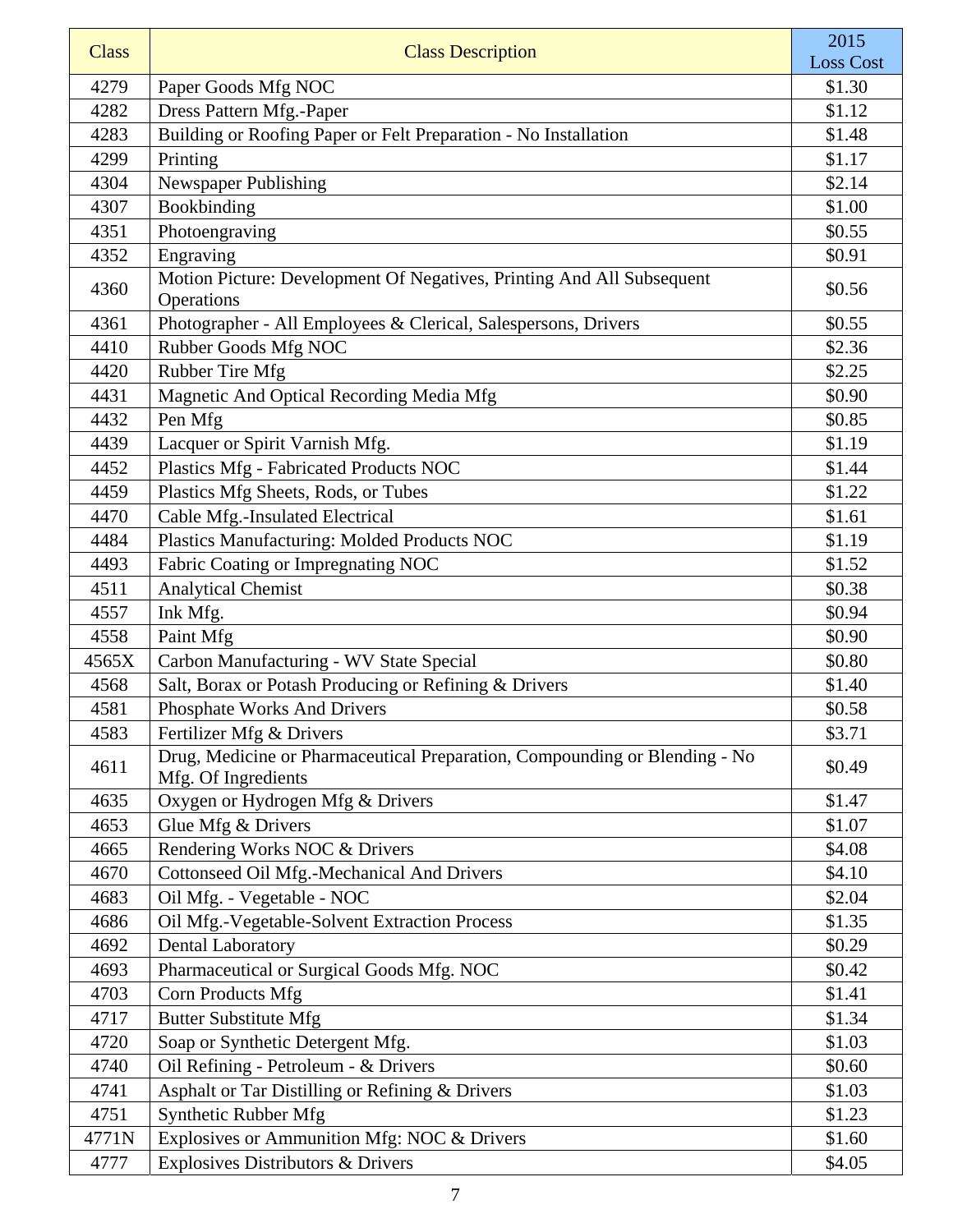| Class | Class Description | 2015 Loss Cost |
| --- | --- | --- |
| 4279 | Paper Goods Mfg NOC | $1.30 |
| 4282 | Dress Pattern Mfg.-Paper | $1.12 |
| 4283 | Building or Roofing Paper or Felt Preparation - No Installation | $1.48 |
| 4299 | Printing | $1.17 |
| 4304 | Newspaper Publishing | $2.14 |
| 4307 | Bookbinding | $1.00 |
| 4351 | Photoengraving | $0.55 |
| 4352 | Engraving | $0.91 |
| 4360 | Motion Picture: Development Of Negatives, Printing And All Subsequent Operations | $0.56 |
| 4361 | Photographer - All Employees & Clerical, Salespersons, Drivers | $0.55 |
| 4410 | Rubber Goods Mfg NOC | $2.36 |
| 4420 | Rubber Tire Mfg | $2.25 |
| 4431 | Magnetic And Optical Recording Media Mfg | $0.90 |
| 4432 | Pen Mfg | $0.85 |
| 4439 | Lacquer or Spirit Varnish Mfg. | $1.19 |
| 4452 | Plastics Mfg - Fabricated Products NOC | $1.44 |
| 4459 | Plastics Mfg Sheets, Rods, or Tubes | $1.22 |
| 4470 | Cable Mfg.-Insulated Electrical | $1.61 |
| 4484 | Plastics Manufacturing: Molded Products NOC | $1.19 |
| 4493 | Fabric Coating or Impregnating NOC | $1.52 |
| 4511 | Analytical Chemist | $0.38 |
| 4557 | Ink Mfg. | $0.94 |
| 4558 | Paint Mfg | $0.90 |
| 4565X | Carbon Manufacturing - WV State Special | $0.80 |
| 4568 | Salt, Borax or Potash Producing or Refining & Drivers | $1.40 |
| 4581 | Phosphate Works And Drivers | $0.58 |
| 4583 | Fertilizer Mfg & Drivers | $3.71 |
| 4611 | Drug, Medicine or Pharmaceutical Preparation, Compounding or Blending - No Mfg. Of Ingredients | $0.49 |
| 4635 | Oxygen or Hydrogen Mfg & Drivers | $1.47 |
| 4653 | Glue Mfg & Drivers | $1.07 |
| 4665 | Rendering Works NOC & Drivers | $4.08 |
| 4670 | Cottonseed Oil Mfg.-Mechanical And Drivers | $4.10 |
| 4683 | Oil Mfg. - Vegetable - NOC | $2.04 |
| 4686 | Oil Mfg.-Vegetable-Solvent Extraction Process | $1.35 |
| 4692 | Dental Laboratory | $0.29 |
| 4693 | Pharmaceutical or Surgical Goods Mfg. NOC | $0.42 |
| 4703 | Corn Products Mfg | $1.41 |
| 4717 | Butter Substitute Mfg | $1.34 |
| 4720 | Soap or Synthetic Detergent Mfg. | $1.03 |
| 4740 | Oil Refining - Petroleum - & Drivers | $0.60 |
| 4741 | Asphalt or Tar Distilling or Refining & Drivers | $1.03 |
| 4751 | Synthetic Rubber Mfg | $1.23 |
| 4771N | Explosives or Ammunition Mfg: NOC & Drivers | $1.60 |
| 4777 | Explosives Distributors & Drivers | $4.05 |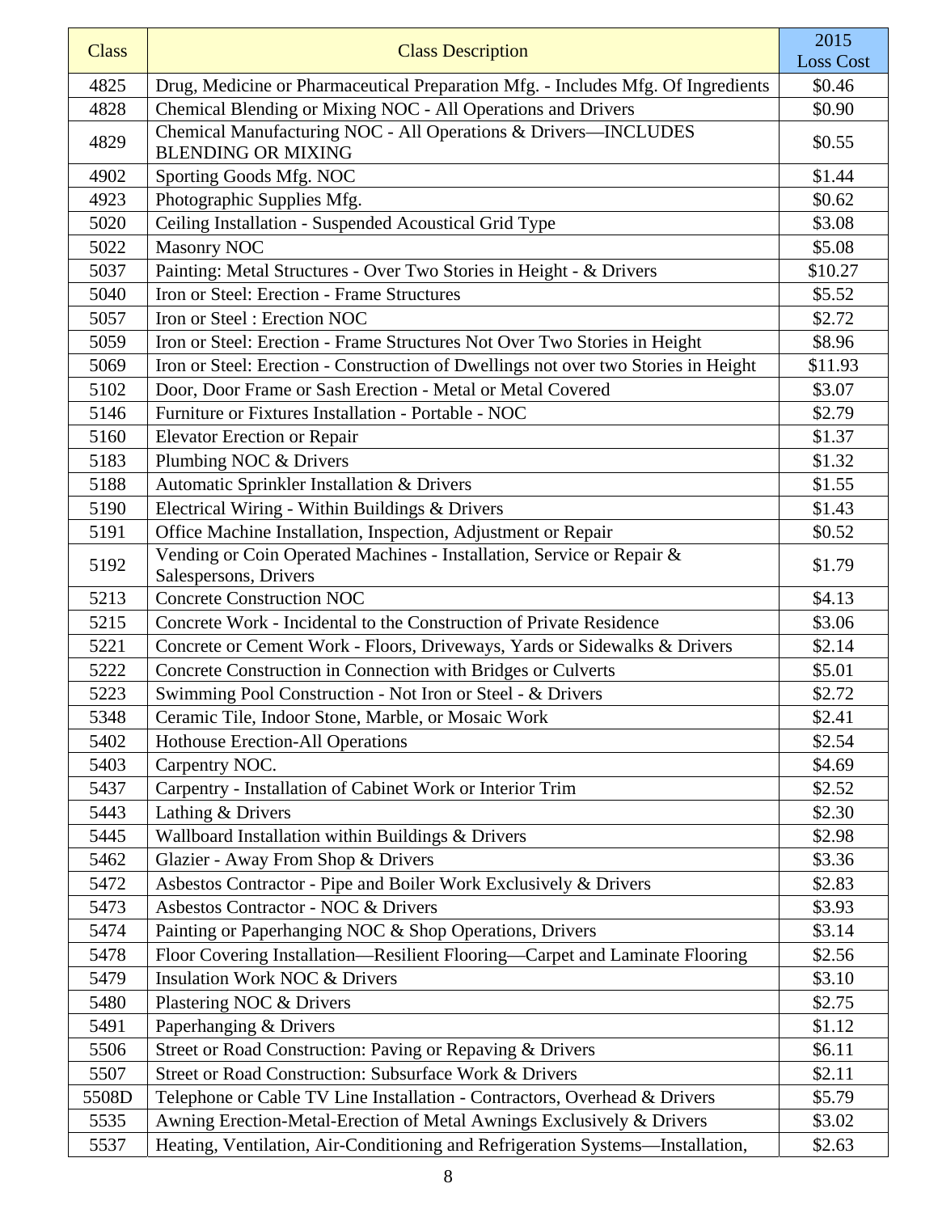| Class | Class Description | 2015 Loss Cost |
|---|---|---|
| 4825 | Drug, Medicine or Pharmaceutical Preparation Mfg. - Includes Mfg. Of Ingredients | $0.46 |
| 4828 | Chemical Blending or Mixing NOC - All Operations and Drivers | $0.90 |
| 4829 | Chemical Manufacturing NOC - All Operations & Drivers—INCLUDES BLENDING OR MIXING | $0.55 |
| 4902 | Sporting Goods Mfg. NOC | $1.44 |
| 4923 | Photographic Supplies Mfg. | $0.62 |
| 5020 | Ceiling Installation - Suspended Acoustical Grid Type | $3.08 |
| 5022 | Masonry NOC | $5.08 |
| 5037 | Painting: Metal Structures - Over Two Stories in Height - & Drivers | $10.27 |
| 5040 | Iron or Steel: Erection - Frame Structures | $5.52 |
| 5057 | Iron or Steel : Erection NOC | $2.72 |
| 5059 | Iron or Steel: Erection - Frame Structures Not Over Two Stories in Height | $8.96 |
| 5069 | Iron or Steel: Erection - Construction of Dwellings not over two Stories in Height | $11.93 |
| 5102 | Door, Door Frame or Sash Erection - Metal or Metal Covered | $3.07 |
| 5146 | Furniture or Fixtures Installation - Portable - NOC | $2.79 |
| 5160 | Elevator Erection or Repair | $1.37 |
| 5183 | Plumbing NOC & Drivers | $1.32 |
| 5188 | Automatic Sprinkler Installation & Drivers | $1.55 |
| 5190 | Electrical Wiring - Within Buildings & Drivers | $1.43 |
| 5191 | Office Machine Installation, Inspection, Adjustment or Repair | $0.52 |
| 5192 | Vending or Coin Operated Machines - Installation, Service or Repair & Salespersons, Drivers | $1.79 |
| 5213 | Concrete Construction NOC | $4.13 |
| 5215 | Concrete Work - Incidental to the Construction of Private Residence | $3.06 |
| 5221 | Concrete or Cement Work - Floors, Driveways, Yards or Sidewalks & Drivers | $2.14 |
| 5222 | Concrete Construction in Connection with Bridges or Culverts | $5.01 |
| 5223 | Swimming Pool Construction - Not Iron or Steel - & Drivers | $2.72 |
| 5348 | Ceramic Tile, Indoor Stone, Marble, or Mosaic Work | $2.41 |
| 5402 | Hothouse Erection-All Operations | $2.54 |
| 5403 | Carpentry NOC. | $4.69 |
| 5437 | Carpentry - Installation of Cabinet Work or Interior Trim | $2.52 |
| 5443 | Lathing & Drivers | $2.30 |
| 5445 | Wallboard Installation within Buildings & Drivers | $2.98 |
| 5462 | Glazier - Away From Shop & Drivers | $3.36 |
| 5472 | Asbestos Contractor - Pipe and Boiler Work Exclusively & Drivers | $2.83 |
| 5473 | Asbestos Contractor - NOC & Drivers | $3.93 |
| 5474 | Painting or Paperhanging NOC & Shop Operations, Drivers | $3.14 |
| 5478 | Floor Covering Installation—Resilient Flooring—Carpet and Laminate Flooring | $2.56 |
| 5479 | Insulation Work NOC & Drivers | $3.10 |
| 5480 | Plastering NOC & Drivers | $2.75 |
| 5491 | Paperhanging & Drivers | $1.12 |
| 5506 | Street or Road Construction: Paving or Repaving & Drivers | $6.11 |
| 5507 | Street or Road Construction: Subsurface Work & Drivers | $2.11 |
| 5508D | Telephone or Cable TV Line Installation - Contractors, Overhead & Drivers | $5.79 |
| 5535 | Awning Erection-Metal-Erection of Metal Awnings Exclusively & Drivers | $3.02 |
| 5537 | Heating, Ventilation, Air-Conditioning and Refrigeration Systems—Installation, | $2.63 |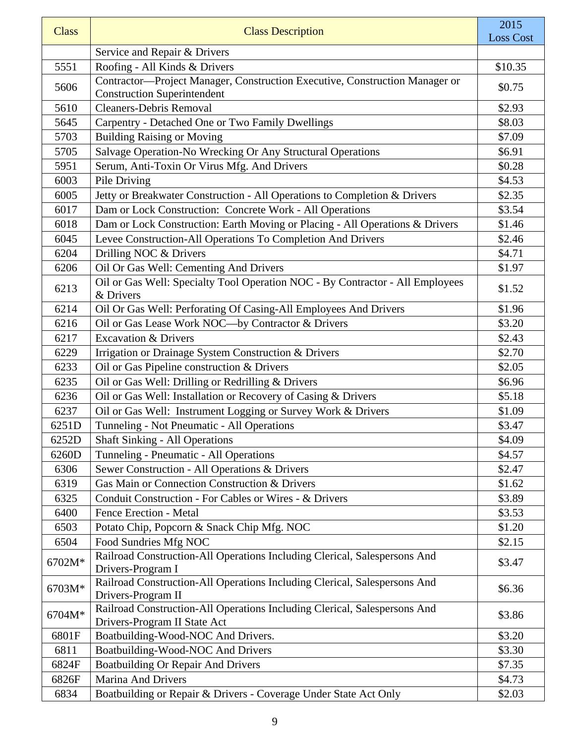| Class | Class Description | 2015 Loss Cost |
|---|---|---|
| | Service and Repair & Drivers | |
| 5551 | Roofing - All Kinds & Drivers | $10.35 |
| 5606 | Contractor—Project Manager, Construction Executive, Construction Manager or Construction Superintendent | $0.75 |
| 5610 | Cleaners-Debris Removal | $2.93 |
| 5645 | Carpentry - Detached One or Two Family Dwellings | $8.03 |
| 5703 | Building Raising or Moving | $7.09 |
| 5705 | Salvage Operation-No Wrecking Or Any Structural Operations | $6.91 |
| 5951 | Serum, Anti-Toxin Or Virus Mfg. And Drivers | $0.28 |
| 6003 | Pile Driving | $4.53 |
| 6005 | Jetty or Breakwater Construction - All Operations to Completion & Drivers | $2.35 |
| 6017 | Dam or Lock Construction: Concrete Work - All Operations | $3.54 |
| 6018 | Dam or Lock Construction: Earth Moving or Placing - All Operations & Drivers | $1.46 |
| 6045 | Levee Construction-All Operations To Completion And Drivers | $2.46 |
| 6204 | Drilling NOC & Drivers | $4.71 |
| 6206 | Oil Or Gas Well: Cementing And Drivers | $1.97 |
| 6213 | Oil or Gas Well: Specialty Tool Operation NOC - By Contractor - All Employees & Drivers | $1.52 |
| 6214 | Oil Or Gas Well: Perforating Of Casing-All Employees And Drivers | $1.96 |
| 6216 | Oil or Gas Lease Work NOC—by Contractor & Drivers | $3.20 |
| 6217 | Excavation & Drivers | $2.43 |
| 6229 | Irrigation or Drainage System Construction & Drivers | $2.70 |
| 6233 | Oil or Gas Pipeline construction & Drivers | $2.05 |
| 6235 | Oil or Gas Well: Drilling or Redrilling & Drivers | $6.96 |
| 6236 | Oil or Gas Well: Installation or Recovery of Casing & Drivers | $5.18 |
| 6237 | Oil or Gas Well: Instrument Logging or Survey Work & Drivers | $1.09 |
| 6251D | Tunneling - Not Pneumatic - All Operations | $3.47 |
| 6252D | Shaft Sinking - All Operations | $4.09 |
| 6260D | Tunneling - Pneumatic - All Operations | $4.57 |
| 6306 | Sewer Construction - All Operations & Drivers | $2.47 |
| 6319 | Gas Main or Connection Construction & Drivers | $1.62 |
| 6325 | Conduit Construction - For Cables or Wires - & Drivers | $3.89 |
| 6400 | Fence Erection - Metal | $3.53 |
| 6503 | Potato Chip, Popcorn & Snack Chip Mfg. NOC | $1.20 |
| 6504 | Food Sundries Mfg NOC | $2.15 |
| 6702M* | Railroad Construction-All Operations Including Clerical, Salespersons And Drivers-Program I | $3.47 |
| 6703M* | Railroad Construction-All Operations Including Clerical, Salespersons And Drivers-Program II | $6.36 |
| 6704M* | Railroad Construction-All Operations Including Clerical, Salespersons And Drivers-Program II State Act | $3.86 |
| 6801F | Boatbuilding-Wood-NOC And Drivers. | $3.20 |
| 6811 | Boatbuilding-Wood-NOC And Drivers | $3.30 |
| 6824F | Boatbuilding Or Repair And Drivers | $7.35 |
| 6826F | Marina And Drivers | $4.73 |
| 6834 | Boatbuilding or Repair & Drivers - Coverage Under State Act Only | $2.03 |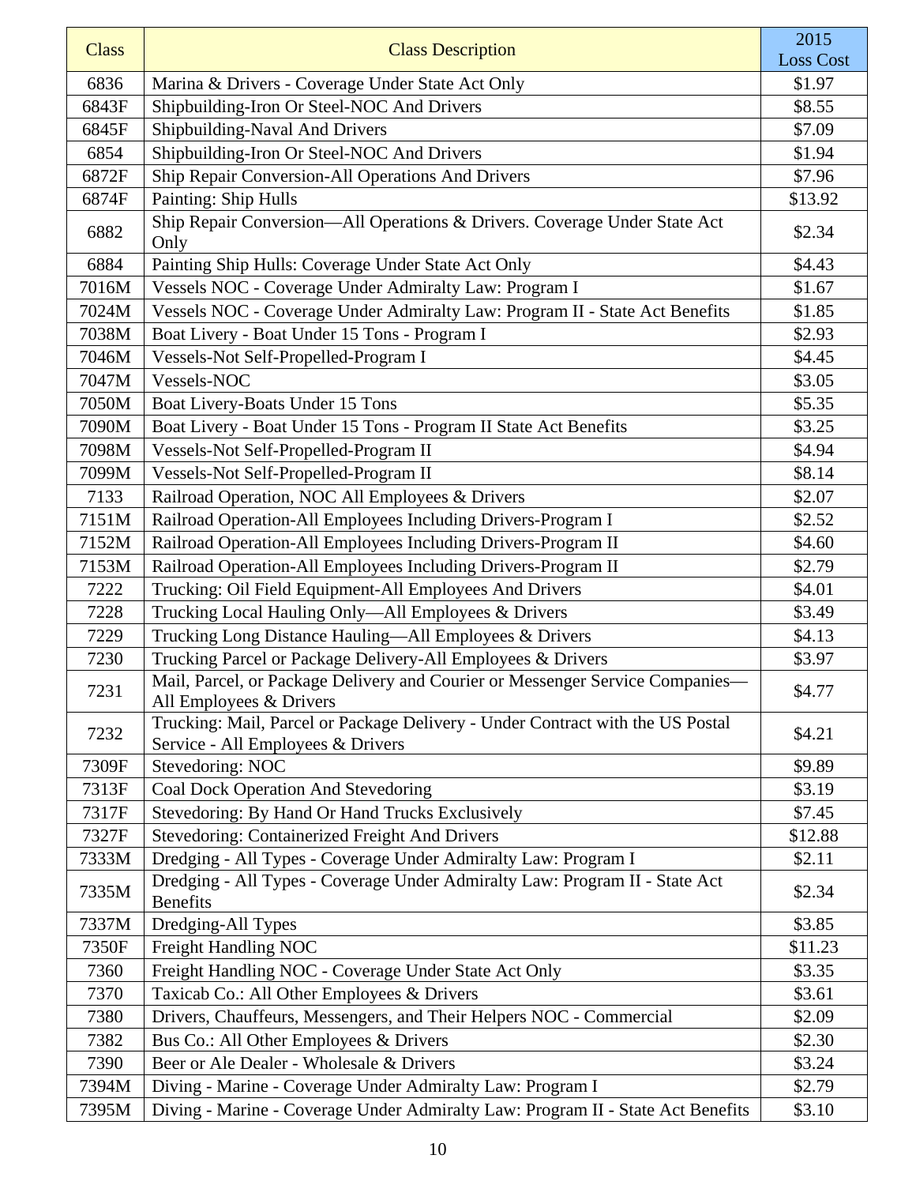| Class | Class Description | 2015 Loss Cost |
|---|---|---|
| 6836 | Marina & Drivers - Coverage Under State Act Only | $1.97 |
| 6843F | Shipbuilding-Iron Or Steel-NOC And Drivers | $8.55 |
| 6845F | Shipbuilding-Naval And Drivers | $7.09 |
| 6854 | Shipbuilding-Iron Or Steel-NOC And Drivers | $1.94 |
| 6872F | Ship Repair Conversion-All Operations And Drivers | $7.96 |
| 6874F | Painting: Ship Hulls | $13.92 |
| 6882 | Ship Repair Conversion—All Operations & Drivers. Coverage Under State Act Only | $2.34 |
| 6884 | Painting Ship Hulls: Coverage Under State Act Only | $4.43 |
| 7016M | Vessels NOC - Coverage Under Admiralty Law: Program I | $1.67 |
| 7024M | Vessels NOC - Coverage Under Admiralty Law: Program II - State Act Benefits | $1.85 |
| 7038M | Boat Livery - Boat Under 15 Tons - Program I | $2.93 |
| 7046M | Vessels-Not Self-Propelled-Program I | $4.45 |
| 7047M | Vessels-NOC | $3.05 |
| 7050M | Boat Livery-Boats Under 15 Tons | $5.35 |
| 7090M | Boat Livery - Boat Under 15 Tons - Program II State Act Benefits | $3.25 |
| 7098M | Vessels-Not Self-Propelled-Program II | $4.94 |
| 7099M | Vessels-Not Self-Propelled-Program II | $8.14 |
| 7133 | Railroad Operation, NOC All Employees & Drivers | $2.07 |
| 7151M | Railroad Operation-All Employees Including Drivers-Program I | $2.52 |
| 7152M | Railroad Operation-All Employees Including Drivers-Program II | $4.60 |
| 7153M | Railroad Operation-All Employees Including Drivers-Program II | $2.79 |
| 7222 | Trucking: Oil Field Equipment-All Employees And Drivers | $4.01 |
| 7228 | Trucking Local Hauling Only—All Employees & Drivers | $3.49 |
| 7229 | Trucking Long Distance Hauling—All Employees & Drivers | $4.13 |
| 7230 | Trucking Parcel or Package Delivery-All Employees & Drivers | $3.97 |
| 7231 | Mail, Parcel, or Package Delivery and Courier or Messenger Service Companies—All Employees & Drivers | $4.77 |
| 7232 | Trucking: Mail, Parcel or Package Delivery - Under Contract with the US Postal Service - All Employees & Drivers | $4.21 |
| 7309F | Stevedoring: NOC | $9.89 |
| 7313F | Coal Dock Operation And Stevedoring | $3.19 |
| 7317F | Stevedoring: By Hand Or Hand Trucks Exclusively | $7.45 |
| 7327F | Stevedoring: Containerized Freight And Drivers | $12.88 |
| 7333M | Dredging - All Types - Coverage Under Admiralty Law: Program I | $2.11 |
| 7335M | Dredging - All Types - Coverage Under Admiralty Law: Program II - State Act Benefits | $2.34 |
| 7337M | Dredging-All Types | $3.85 |
| 7350F | Freight Handling NOC | $11.23 |
| 7360 | Freight Handling NOC - Coverage Under State Act Only | $3.35 |
| 7370 | Taxicab Co.: All Other Employees & Drivers | $3.61 |
| 7380 | Drivers, Chauffeurs, Messengers, and Their Helpers NOC - Commercial | $2.09 |
| 7382 | Bus Co.: All Other Employees & Drivers | $2.30 |
| 7390 | Beer or Ale Dealer - Wholesale & Drivers | $3.24 |
| 7394M | Diving - Marine - Coverage Under Admiralty Law: Program I | $2.79 |
| 7395M | Diving - Marine - Coverage Under Admiralty Law: Program II - State Act Benefits | $3.10 |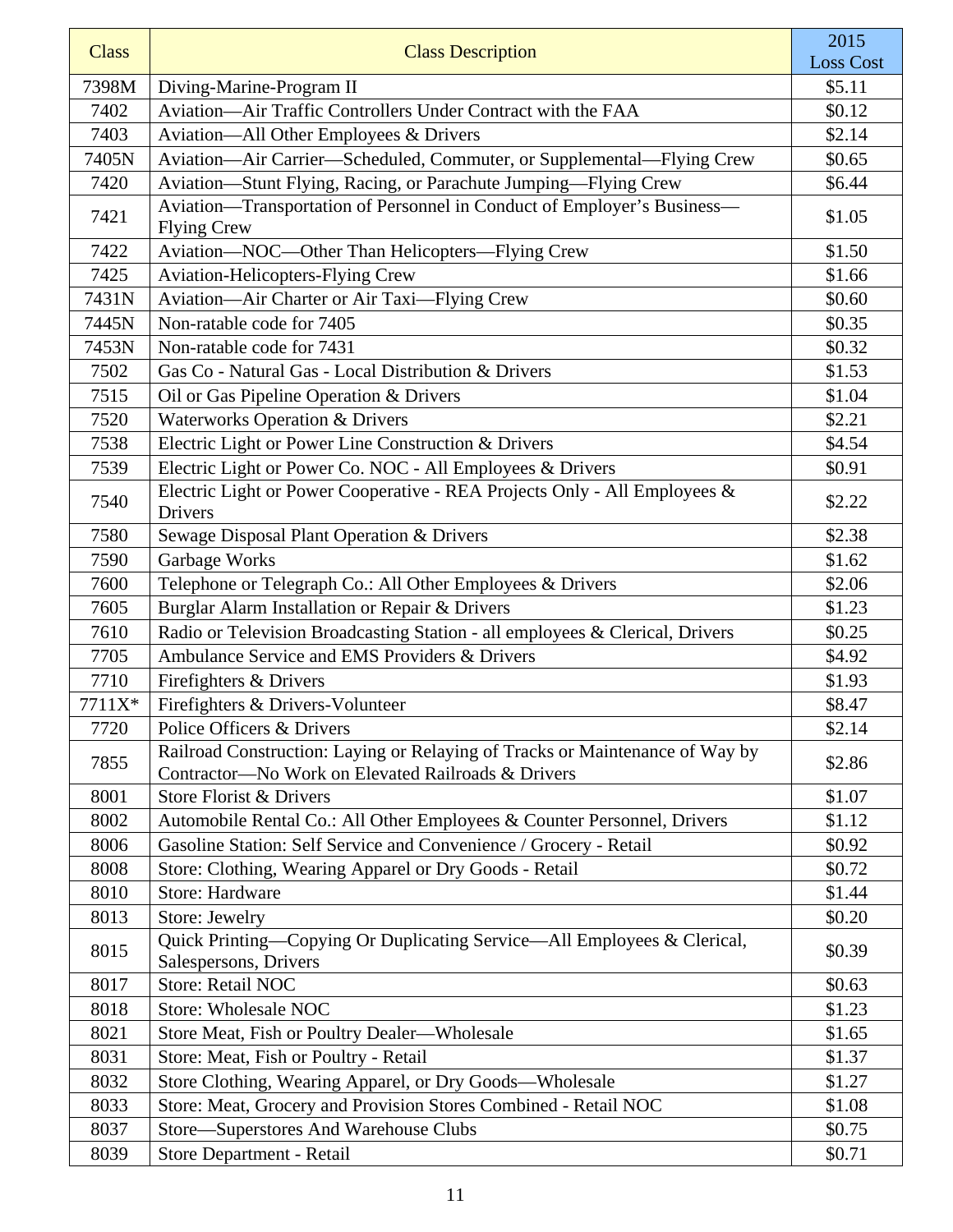| Class | Class Description | 2015 Loss Cost |
|---|---|---|
| 7398M | Diving-Marine-Program II | $5.11 |
| 7402 | Aviation—Air Traffic Controllers Under Contract with the FAA | $0.12 |
| 7403 | Aviation—All Other Employees & Drivers | $2.14 |
| 7405N | Aviation—Air Carrier—Scheduled, Commuter, or Supplemental—Flying Crew | $0.65 |
| 7420 | Aviation—Stunt Flying, Racing, or Parachute Jumping—Flying Crew | $6.44 |
| 7421 | Aviation—Transportation of Personnel in Conduct of Employer's Business—Flying Crew | $1.05 |
| 7422 | Aviation—NOC—Other Than Helicopters—Flying Crew | $1.50 |
| 7425 | Aviation-Helicopters-Flying Crew | $1.66 |
| 7431N | Aviation—Air Charter or Air Taxi—Flying Crew | $0.60 |
| 7445N | Non-ratable code for 7405 | $0.35 |
| 7453N | Non-ratable code for 7431 | $0.32 |
| 7502 | Gas Co - Natural Gas - Local Distribution & Drivers | $1.53 |
| 7515 | Oil or Gas Pipeline Operation & Drivers | $1.04 |
| 7520 | Waterworks Operation & Drivers | $2.21 |
| 7538 | Electric Light or Power Line Construction & Drivers | $4.54 |
| 7539 | Electric Light or Power Co. NOC - All Employees & Drivers | $0.91 |
| 7540 | Electric Light or Power Cooperative - REA Projects Only - All Employees & Drivers | $2.22 |
| 7580 | Sewage Disposal Plant Operation & Drivers | $2.38 |
| 7590 | Garbage Works | $1.62 |
| 7600 | Telephone or Telegraph Co.: All Other Employees & Drivers | $2.06 |
| 7605 | Burglar Alarm Installation or Repair & Drivers | $1.23 |
| 7610 | Radio or Television Broadcasting Station - all employees & Clerical, Drivers | $0.25 |
| 7705 | Ambulance Service and EMS Providers & Drivers | $4.92 |
| 7710 | Firefighters & Drivers | $1.93 |
| 7711X* | Firefighters & Drivers-Volunteer | $8.47 |
| 7720 | Police Officers & Drivers | $2.14 |
| 7855 | Railroad Construction: Laying or Relaying of Tracks or Maintenance of Way by Contractor—No Work on Elevated Railroads & Drivers | $2.86 |
| 8001 | Store Florist & Drivers | $1.07 |
| 8002 | Automobile Rental Co.: All Other Employees & Counter Personnel, Drivers | $1.12 |
| 8006 | Gasoline Station: Self Service and Convenience / Grocery - Retail | $0.92 |
| 8008 | Store: Clothing, Wearing Apparel or Dry Goods - Retail | $0.72 |
| 8010 | Store: Hardware | $1.44 |
| 8013 | Store: Jewelry | $0.20 |
| 8015 | Quick Printing—Copying Or Duplicating Service—All Employees & Clerical, Salespersons, Drivers | $0.39 |
| 8017 | Store: Retail NOC | $0.63 |
| 8018 | Store: Wholesale NOC | $1.23 |
| 8021 | Store Meat, Fish or Poultry Dealer—Wholesale | $1.65 |
| 8031 | Store: Meat, Fish or Poultry - Retail | $1.37 |
| 8032 | Store Clothing, Wearing Apparel, or Dry Goods—Wholesale | $1.27 |
| 8033 | Store: Meat, Grocery and Provision Stores Combined - Retail NOC | $1.08 |
| 8037 | Store—Superstores And Warehouse Clubs | $0.75 |
| 8039 | Store Department - Retail | $0.71 |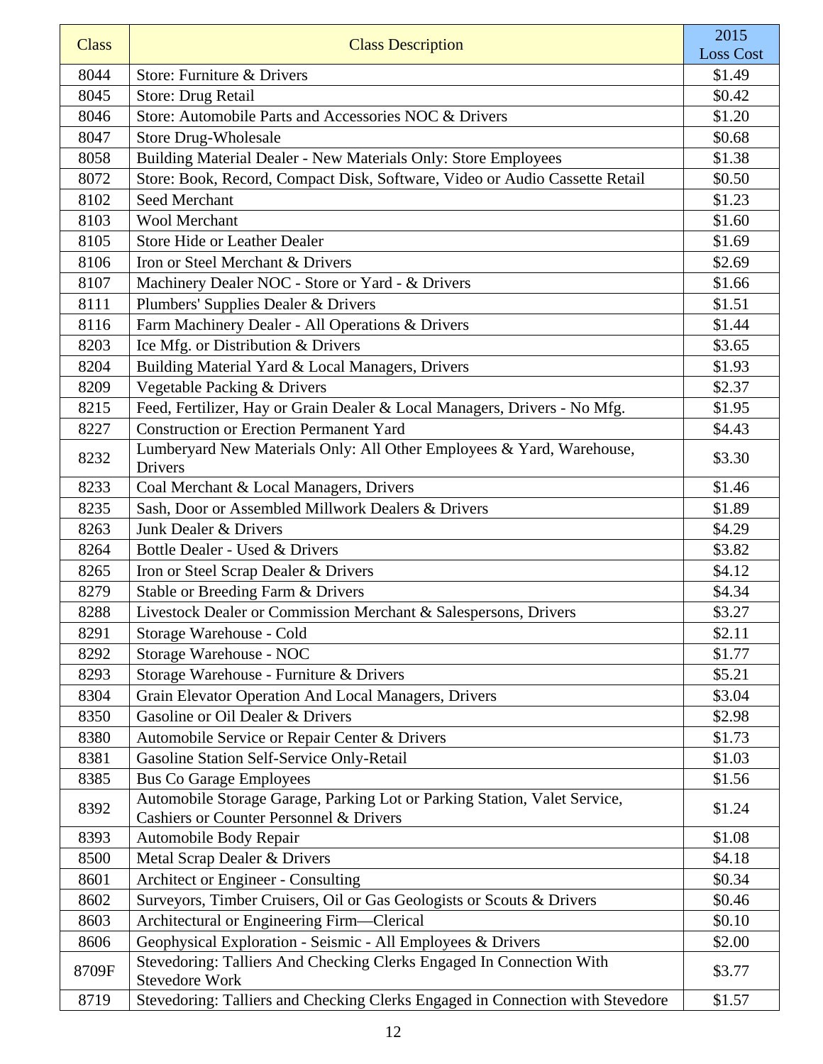| Class | Class Description | 2015 Loss Cost |
|---|---|---|
| 8044 | Store: Furniture & Drivers | $1.49 |
| 8045 | Store: Drug Retail | $0.42 |
| 8046 | Store: Automobile Parts and Accessories NOC & Drivers | $1.20 |
| 8047 | Store Drug-Wholesale | $0.68 |
| 8058 | Building Material Dealer - New Materials Only: Store Employees | $1.38 |
| 8072 | Store: Book, Record, Compact Disk, Software, Video or Audio Cassette Retail | $0.50 |
| 8102 | Seed Merchant | $1.23 |
| 8103 | Wool Merchant | $1.60 |
| 8105 | Store Hide or Leather Dealer | $1.69 |
| 8106 | Iron or Steel Merchant & Drivers | $2.69 |
| 8107 | Machinery Dealer NOC - Store or Yard - & Drivers | $1.66 |
| 8111 | Plumbers' Supplies Dealer & Drivers | $1.51 |
| 8116 | Farm Machinery Dealer - All Operations & Drivers | $1.44 |
| 8203 | Ice Mfg. or Distribution & Drivers | $3.65 |
| 8204 | Building Material Yard & Local Managers, Drivers | $1.93 |
| 8209 | Vegetable Packing & Drivers | $2.37 |
| 8215 | Feed, Fertilizer, Hay or Grain Dealer & Local Managers, Drivers - No Mfg. | $1.95 |
| 8227 | Construction or Erection Permanent Yard | $4.43 |
| 8232 | Lumberyard New Materials Only: All Other Employees & Yard, Warehouse, Drivers | $3.30 |
| 8233 | Coal Merchant & Local Managers, Drivers | $1.46 |
| 8235 | Sash, Door or Assembled Millwork Dealers & Drivers | $1.89 |
| 8263 | Junk Dealer & Drivers | $4.29 |
| 8264 | Bottle Dealer - Used & Drivers | $3.82 |
| 8265 | Iron or Steel Scrap Dealer & Drivers | $4.12 |
| 8279 | Stable or Breeding Farm & Drivers | $4.34 |
| 8288 | Livestock Dealer or Commission Merchant & Salespersons, Drivers | $3.27 |
| 8291 | Storage Warehouse - Cold | $2.11 |
| 8292 | Storage Warehouse - NOC | $1.77 |
| 8293 | Storage Warehouse - Furniture & Drivers | $5.21 |
| 8304 | Grain Elevator Operation And Local Managers, Drivers | $3.04 |
| 8350 | Gasoline or Oil Dealer & Drivers | $2.98 |
| 8380 | Automobile Service or Repair Center & Drivers | $1.73 |
| 8381 | Gasoline Station Self-Service Only-Retail | $1.03 |
| 8385 | Bus Co Garage Employees | $1.56 |
| 8392 | Automobile Storage Garage, Parking Lot or Parking Station, Valet Service, Cashiers or Counter Personnel & Drivers | $1.24 |
| 8393 | Automobile Body Repair | $1.08 |
| 8500 | Metal Scrap Dealer & Drivers | $4.18 |
| 8601 | Architect or Engineer - Consulting | $0.34 |
| 8602 | Surveyors, Timber Cruisers, Oil or Gas Geologists or Scouts & Drivers | $0.46 |
| 8603 | Architectural or Engineering Firm—Clerical | $0.10 |
| 8606 | Geophysical Exploration - Seismic - All Employees & Drivers | $2.00 |
| 8709F | Stevedoring: Talliers And Checking Clerks Engaged In Connection With Stevedore Work | $3.77 |
| 8719 | Stevedoring: Talliers and Checking Clerks Engaged in Connection with Stevedore | $1.57 |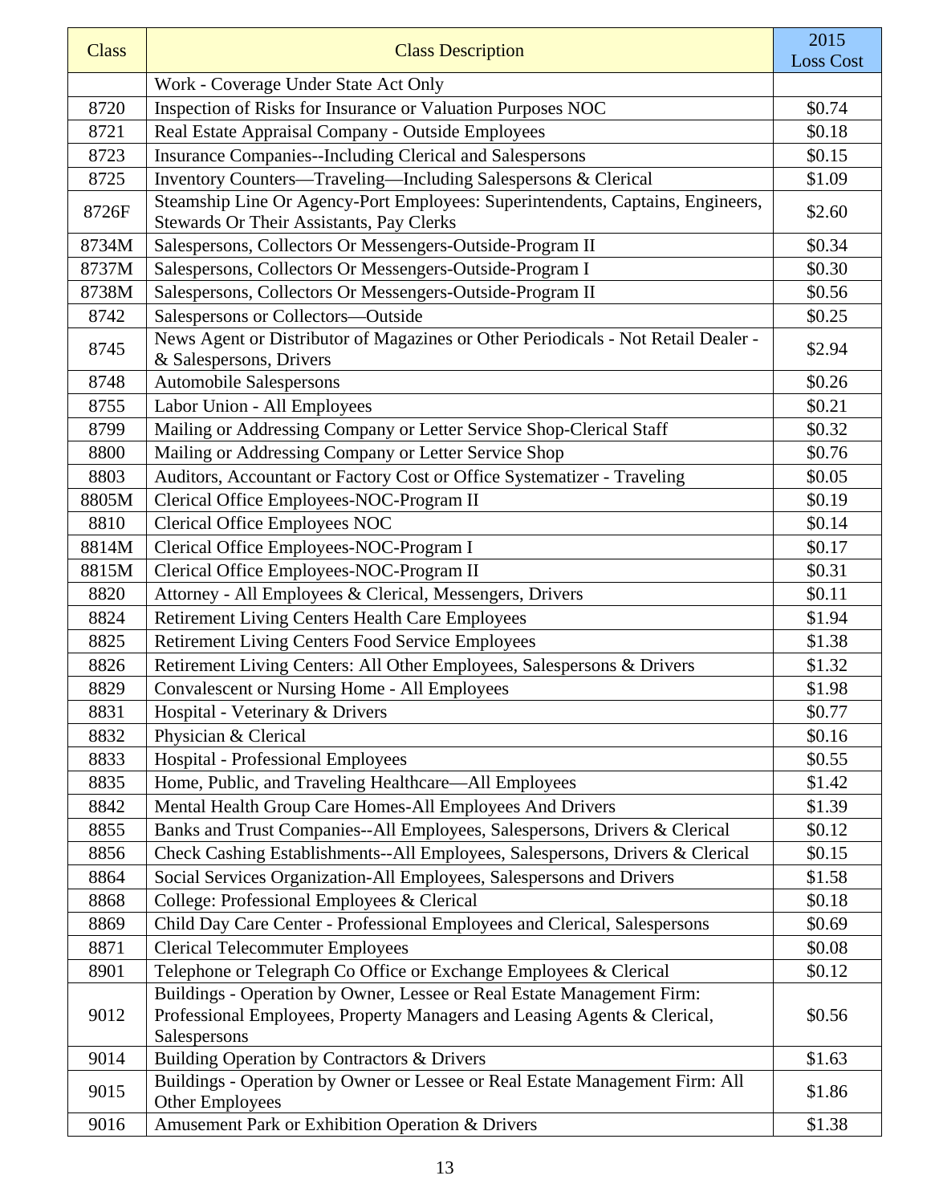| Class | Class Description | 2015 Loss Cost |
|---|---|---|
| | Work - Coverage Under State Act Only | |
| 8720 | Inspection of Risks for Insurance or Valuation Purposes NOC | $0.74 |
| 8721 | Real Estate Appraisal Company - Outside Employees | $0.18 |
| 8723 | Insurance Companies--Including Clerical and Salespersons | $0.15 |
| 8725 | Inventory Counters—Traveling—Including Salespersons & Clerical | $1.09 |
| 8726F | Steamship Line Or Agency-Port Employees: Superintendents, Captains, Engineers, Stewards Or Their Assistants, Pay Clerks | $2.60 |
| 8734M | Salespersons, Collectors Or Messengers-Outside-Program II | $0.34 |
| 8737M | Salespersons, Collectors Or Messengers-Outside-Program I | $0.30 |
| 8738M | Salespersons, Collectors Or Messengers-Outside-Program II | $0.56 |
| 8742 | Salespersons or Collectors—Outside | $0.25 |
| 8745 | News Agent or Distributor of Magazines or Other Periodicals - Not Retail Dealer - & Salespersons, Drivers | $2.94 |
| 8748 | Automobile Salespersons | $0.26 |
| 8755 | Labor Union - All Employees | $0.21 |
| 8799 | Mailing or Addressing Company or Letter Service Shop-Clerical Staff | $0.32 |
| 8800 | Mailing or Addressing Company or Letter Service Shop | $0.76 |
| 8803 | Auditors, Accountant or Factory Cost or Office Systematizer - Traveling | $0.05 |
| 8805M | Clerical Office Employees-NOC-Program II | $0.19 |
| 8810 | Clerical Office Employees NOC | $0.14 |
| 8814M | Clerical Office Employees-NOC-Program I | $0.17 |
| 8815M | Clerical Office Employees-NOC-Program II | $0.31 |
| 8820 | Attorney - All Employees & Clerical, Messengers, Drivers | $0.11 |
| 8824 | Retirement Living Centers Health Care Employees | $1.94 |
| 8825 | Retirement Living Centers Food Service Employees | $1.38 |
| 8826 | Retirement Living Centers: All Other Employees, Salespersons & Drivers | $1.32 |
| 8829 | Convalescent or Nursing Home - All Employees | $1.98 |
| 8831 | Hospital - Veterinary & Drivers | $0.77 |
| 8832 | Physician & Clerical | $0.16 |
| 8833 | Hospital - Professional Employees | $0.55 |
| 8835 | Home, Public, and Traveling Healthcare—All Employees | $1.42 |
| 8842 | Mental Health Group Care Homes-All Employees And Drivers | $1.39 |
| 8855 | Banks and Trust Companies--All Employees, Salespersons, Drivers & Clerical | $0.12 |
| 8856 | Check Cashing Establishments--All Employees, Salespersons, Drivers & Clerical | $0.15 |
| 8864 | Social Services Organization-All Employees, Salespersons and Drivers | $1.58 |
| 8868 | College: Professional Employees & Clerical | $0.18 |
| 8869 | Child Day Care Center - Professional Employees and Clerical, Salespersons | $0.69 |
| 8871 | Clerical Telecommuter Employees | $0.08 |
| 8901 | Telephone or Telegraph Co Office or Exchange Employees & Clerical | $0.12 |
| 9012 | Buildings - Operation by Owner, Lessee or Real Estate Management Firm: Professional Employees, Property Managers and Leasing Agents & Clerical, Salespersons | $0.56 |
| 9014 | Building Operation by Contractors & Drivers | $1.63 |
| 9015 | Buildings - Operation by Owner or Lessee or Real Estate Management Firm: All Other Employees | $1.86 |
| 9016 | Amusement Park or Exhibition Operation & Drivers | $1.38 |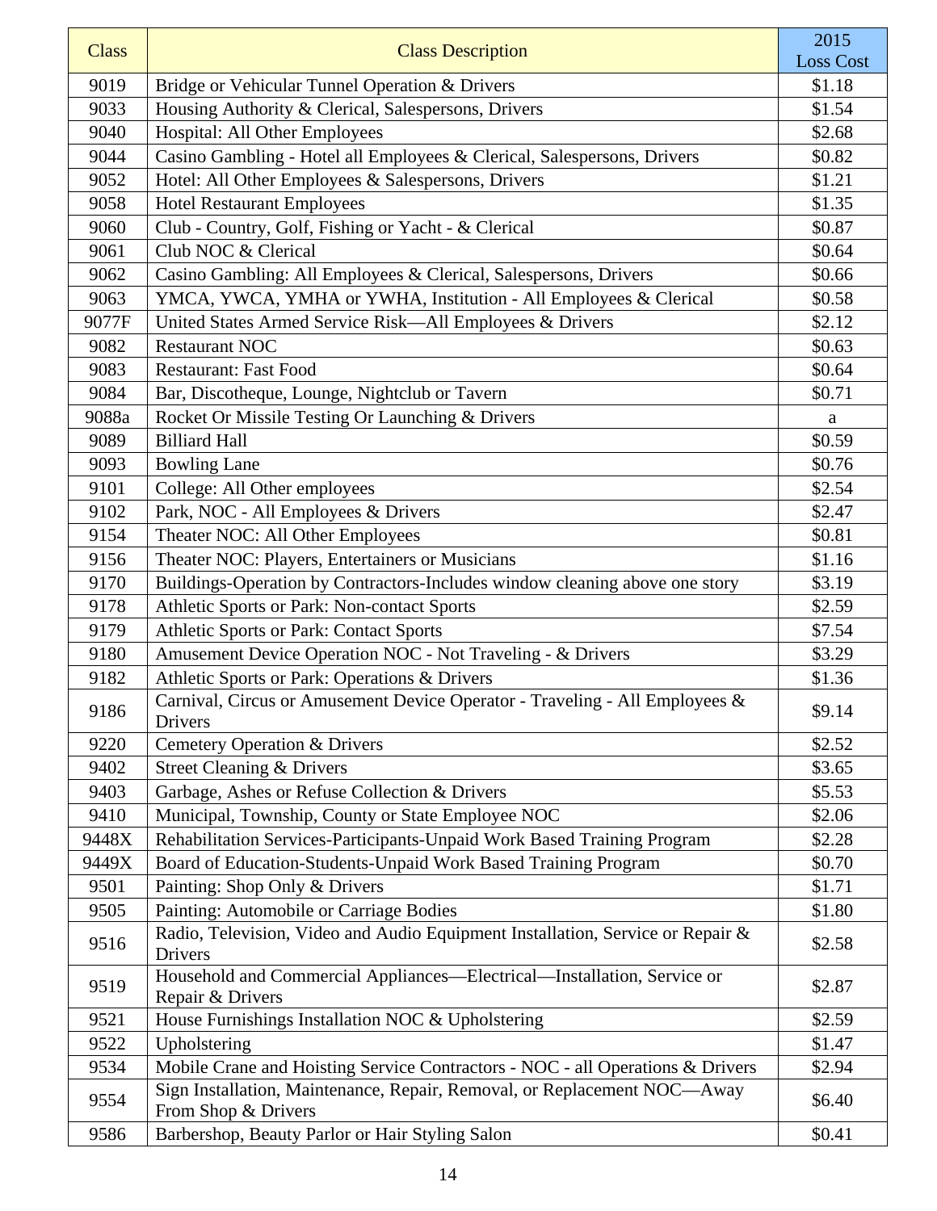| Class | Class Description | 2015 Loss Cost |
|---|---|---|
| 9019 | Bridge or Vehicular Tunnel Operation & Drivers | $1.18 |
| 9033 | Housing Authority & Clerical, Salespersons, Drivers | $1.54 |
| 9040 | Hospital: All Other Employees | $2.68 |
| 9044 | Casino Gambling - Hotel all Employees & Clerical, Salespersons, Drivers | $0.82 |
| 9052 | Hotel: All Other Employees & Salespersons, Drivers | $1.21 |
| 9058 | Hotel Restaurant Employees | $1.35 |
| 9060 | Club - Country, Golf, Fishing or Yacht - & Clerical | $0.87 |
| 9061 | Club NOC & Clerical | $0.64 |
| 9062 | Casino Gambling: All Employees & Clerical, Salespersons, Drivers | $0.66 |
| 9063 | YMCA, YWCA, YMHA or YWHA, Institution - All Employees & Clerical | $0.58 |
| 9077F | United States Armed Service Risk—All Employees & Drivers | $2.12 |
| 9082 | Restaurant NOC | $0.63 |
| 9083 | Restaurant: Fast Food | $0.64 |
| 9084 | Bar, Discotheque, Lounge, Nightclub or Tavern | $0.71 |
| 9088a | Rocket Or Missile Testing Or Launching & Drivers | a |
| 9089 | Billiard Hall | $0.59 |
| 9093 | Bowling Lane | $0.76 |
| 9101 | College: All Other employees | $2.54 |
| 9102 | Park, NOC - All Employees & Drivers | $2.47 |
| 9154 | Theater NOC: All Other Employees | $0.81 |
| 9156 | Theater NOC: Players, Entertainers or Musicians | $1.16 |
| 9170 | Buildings-Operation by Contractors-Includes window cleaning above one story | $3.19 |
| 9178 | Athletic Sports or Park: Non-contact Sports | $2.59 |
| 9179 | Athletic Sports or Park: Contact Sports | $7.54 |
| 9180 | Amusement Device Operation NOC - Not Traveling - & Drivers | $3.29 |
| 9182 | Athletic Sports or Park: Operations & Drivers | $1.36 |
| 9186 | Carnival, Circus or Amusement Device Operator - Traveling - All Employees & Drivers | $9.14 |
| 9220 | Cemetery Operation & Drivers | $2.52 |
| 9402 | Street Cleaning & Drivers | $3.65 |
| 9403 | Garbage, Ashes or Refuse Collection & Drivers | $5.53 |
| 9410 | Municipal, Township, County or State Employee NOC | $2.06 |
| 9448X | Rehabilitation Services-Participants-Unpaid Work Based Training Program | $2.28 |
| 9449X | Board of Education-Students-Unpaid Work Based Training Program | $0.70 |
| 9501 | Painting: Shop Only & Drivers | $1.71 |
| 9505 | Painting: Automobile or Carriage Bodies | $1.80 |
| 9516 | Radio, Television, Video and Audio Equipment Installation, Service or Repair & Drivers | $2.58 |
| 9519 | Household and Commercial Appliances—Electrical—Installation, Service or Repair & Drivers | $2.87 |
| 9521 | House Furnishings Installation NOC & Upholstering | $2.59 |
| 9522 | Upholstering | $1.47 |
| 9534 | Mobile Crane and Hoisting Service Contractors - NOC - all Operations & Drivers | $2.94 |
| 9554 | Sign Installation, Maintenance, Repair, Removal, or Replacement NOC—Away From Shop & Drivers | $6.40 |
| 9586 | Barbershop, Beauty Parlor or Hair Styling Salon | $0.41 |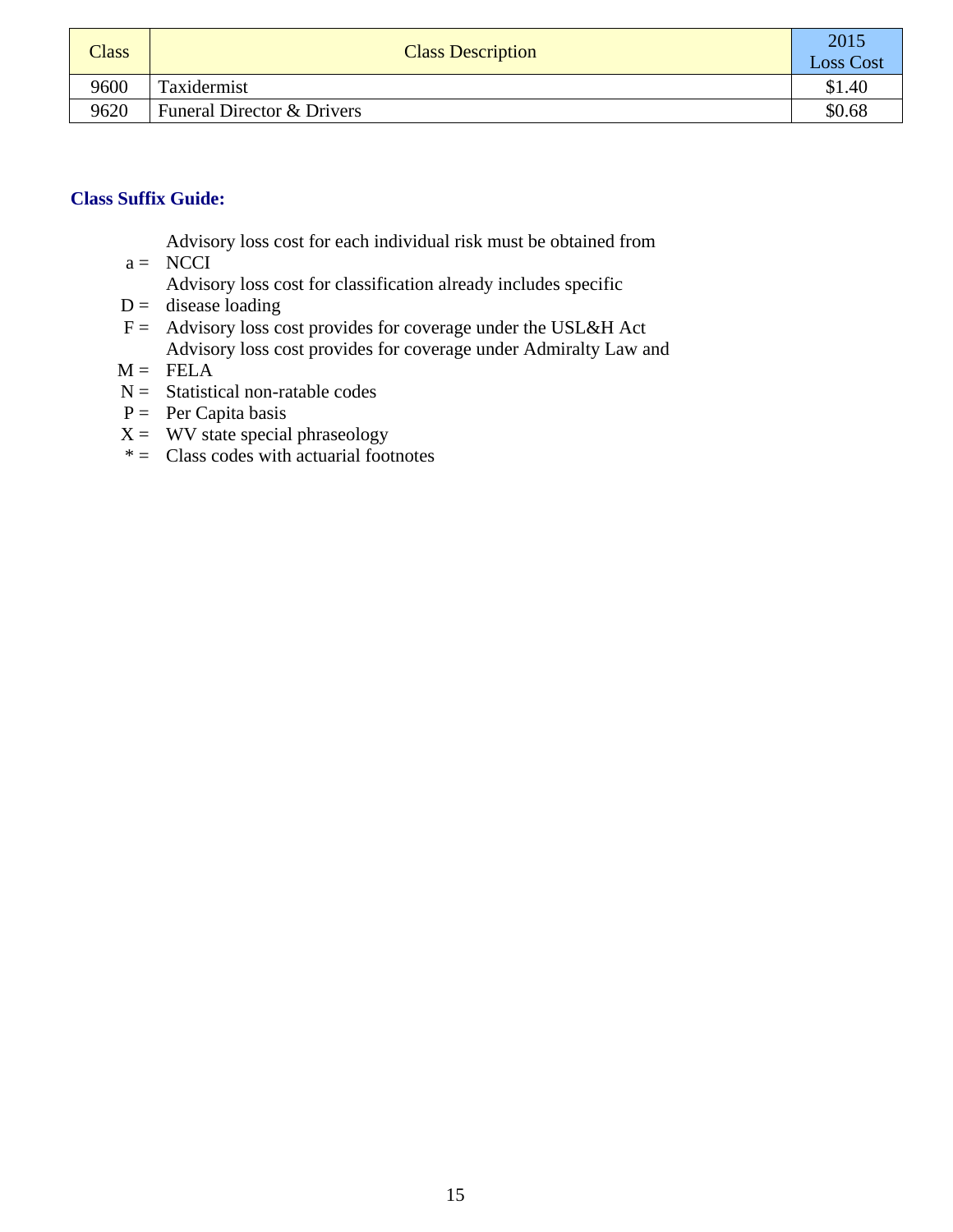| Class | Class Description | 2015 Loss Cost |
|---|---|---|
| 9600 | Taxidermist | $1.40 |
| 9620 | Funeral Director & Drivers | $0.68 |

**Class Suffix Guide:**

a = Advisory loss cost for each individual risk must be obtained from NCCI

D = Advisory loss cost for classification already includes specific disease loading

F = Advisory loss cost provides for coverage under the USL&H Act

M = Advisory loss cost provides for coverage under Admiralty Law and FELA

N = Statistical non-ratable codes

P = Per Capita basis

X = WV state special phraseology

* = Class codes with actuarial footnotes